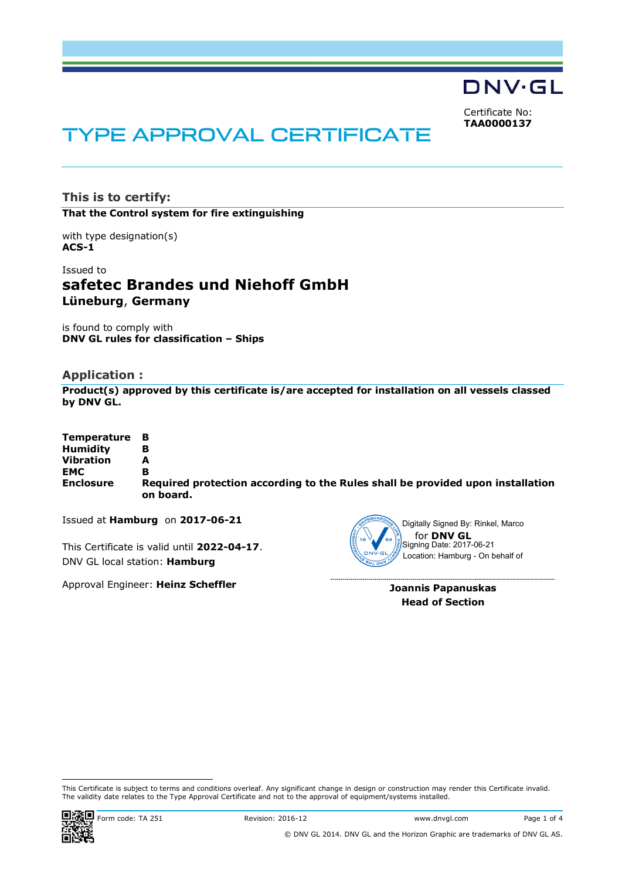DNV·GL

Certificate No:
**TAA0000137**

# TYPE APPROVAL CERTIFICATE

## This is to certify:

**That the Control system for fire extinguishing**

with type designation(s)
**ACS-1**

Issued to
**safetec Brandes und Niehoff GmbH**
**Lüneburg, Germany**

is found to comply with
**DNV GL rules for classification – Ships**

## Application :

**Product(s) approved by this certificate is/are accepted for installation on all vessels classed by DNV GL.**

| | |
|---|---|
| **Temperature** | **B** |
| **Humidity** | **B** |
| **Vibration** | **A** |
| **EMC** | **B** |
| **Enclosure** | **Required protection according to the Rules shall be provided upon installation on board.** |

Issued at **Hamburg** on **2017-06-21**

This Certificate is valid until **2022-04-17**.
DNV GL local station: **Hamburg**

Approval Engineer: **Heinz Scheffler**

Digitally Signed By: Rinkel, Marco
for **DNV GL**
Signing Date: 2017-06-21
Location: Hamburg - On behalf of

**Joannis Papanuskas**
**Head of Section**

This Certificate is subject to terms and conditions overleaf. Any significant change in design or construction may render this Certificate invalid. The validity date relates to the Type Approval Certificate and not to the approval of equipment/systems installed.

Form code: TA 251 Revision: 2016-12 www.dnvgl.com

© DNV GL 2014. DNV GL and the Horizon Graphic are trademarks of DNV GL AS.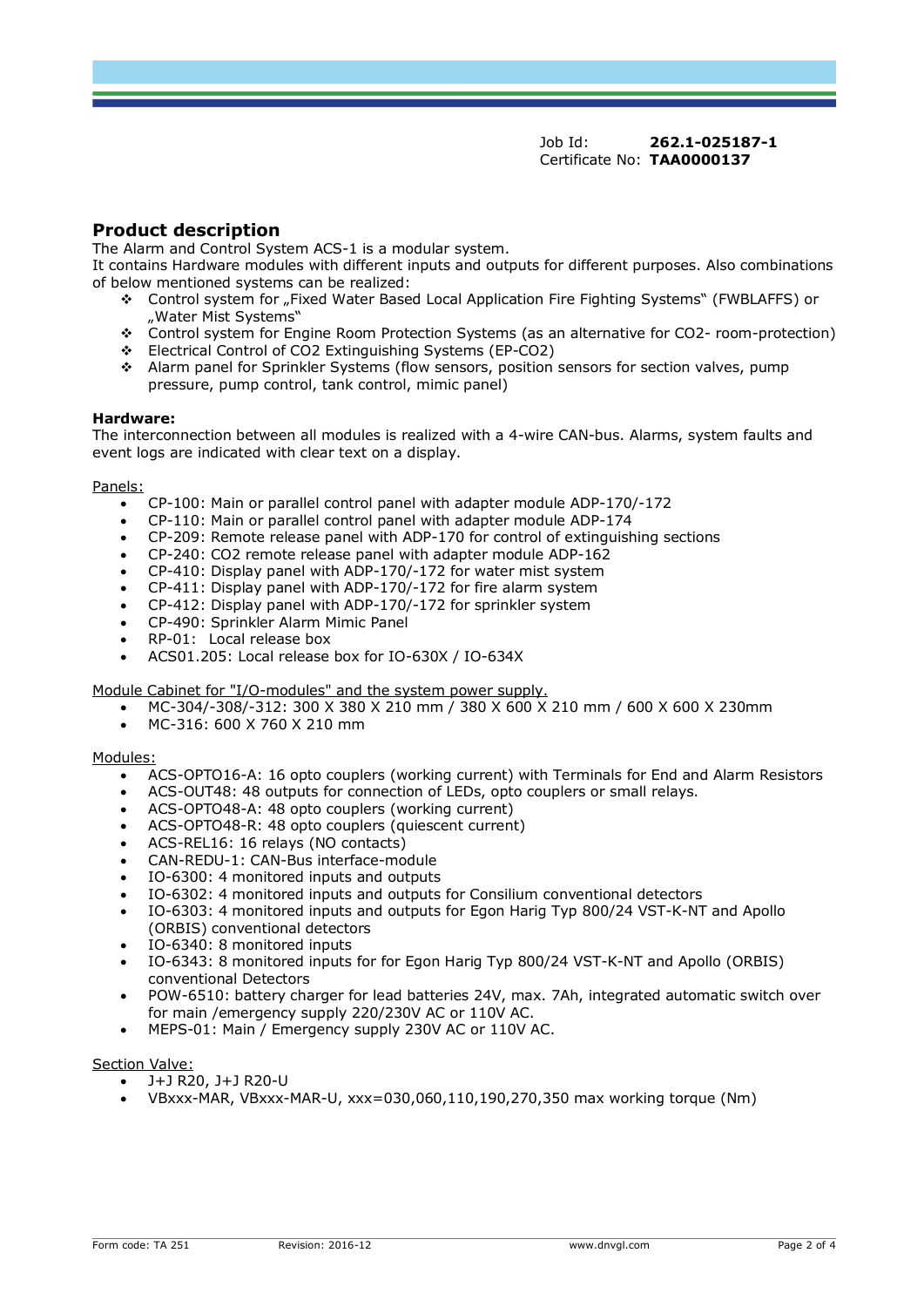Job Id: **262.1-025187-1**
Certificate No: **TAA0000137**

## Product description

The Alarm and Control System ACS-1 is a modular system.
It contains Hardware modules with different inputs and outputs for different purposes. Also combinations of below mentioned systems can be realized:

- ❖ Control system for „Fixed Water Based Local Application Fire Fighting Systems“ (FWBLAFFS) or „Water Mist Systems“
- ❖ Control system for Engine Room Protection Systems (as an alternative for $CO_2$- room-protection)
- ❖ Electrical Control of $CO_2$ Extinguishing Systems (EP-$CO_2$)
- ❖ Alarm panel for Sprinkler Systems (flow sensors, position sensors for section valves, pump pressure, pump control, tank control, mimic panel)

**Hardware:**
The interconnection between all modules is realized with a 4-wire CAN-bus. Alarms, system faults and event logs are indicated with clear text on a display.

Panels:

- CP-100: Main or parallel control panel with adapter module ADP-170/-172
- CP-110: Main or parallel control panel with adapter module ADP-174
- CP-209: Remote release panel with ADP-170 for control of extinguishing sections
- CP-240: $CO_2$ remote release panel with adapter module ADP-162
- CP-410: Display panel with ADP-170/-172 for water mist system
- CP-411: Display panel with ADP-170/-172 for fire alarm system
- CP-412: Display panel with ADP-170/-172 for sprinkler system
- CP-490: Sprinkler Alarm Mimic Panel
- RP-01: Local release box
- ACS01.205: Local release box for IO-630X / IO-634X

Module Cabinet for "I/O-modules" and the system power supply.

- MC-304/-308/-312: 300 X 380 X 210 mm / 380 X 600 X 210 mm / 600 X 600 X 230mm
- MC-316: 600 X 760 X 210 mm

Modules:

- ACS-OPTO16-A: 16 opto couplers (working current) with Terminals for End and Alarm Resistors
- ACS-OUT48: 48 outputs for connection of LEDs, opto couplers or small relays.
- ACS-OPTO48-A: 48 opto couplers (working current)
- ACS-OPTO48-R: 48 opto couplers (quiescent current)
- ACS-REL16: 16 relays (NO contacts)
- CAN-REDU-1: CAN-Bus interface-module
- IO-6300: 4 monitored inputs and outputs
- IO-6302: 4 monitored inputs and outputs for Consilium conventional detectors
- IO-6303: 4 monitored inputs and outputs for Egon Harig Typ 800/24 VST-K-NT and Apollo (ORBIS) conventional detectors
- IO-6340: 8 monitored inputs
- IO-6343: 8 monitored inputs for for Egon Harig Typ 800/24 VST-K-NT and Apollo (ORBIS) conventional Detectors
- POW-6510: battery charger for lead batteries 24V, max. 7Ah, integrated automatic switch over for main /emergency supply 220/230V AC or 110V AC.
- MEPS-01: Main / Emergency supply 230V AC or 110V AC.

Section Valve:

- J+J R20, J+J R20-U
- VBxxx-MAR, VBxxx-MAR-U, xxx=030,060,110,190,270,350 max working torque (Nm)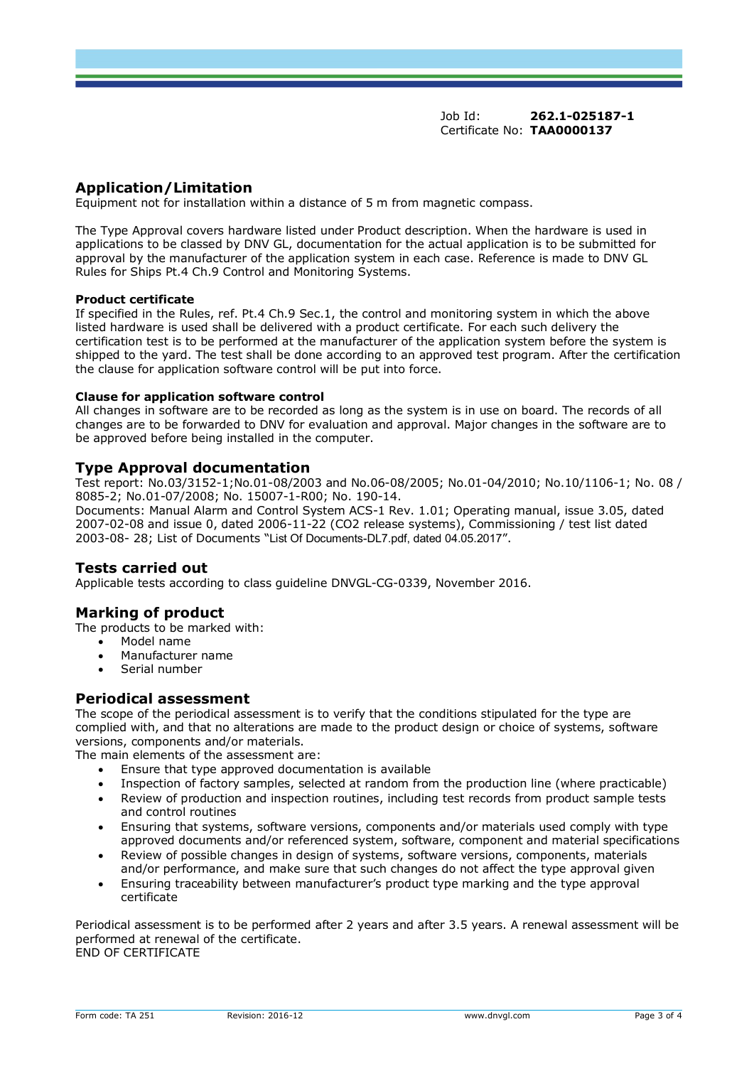Job Id: **262.1-025187-1**
Certificate No: **TAA0000137**

## Application/Limitation

Equipment not for installation within a distance of 5 m from magnetic compass.

The Type Approval covers hardware listed under Product description. When the hardware is used in applications to be classed by DNV GL, documentation for the actual application is to be submitted for approval by the manufacturer of the application system in each case. Reference is made to DNV GL Rules for Ships Pt.4 Ch.9 Control and Monitoring Systems.

**Product certificate**
If specified in the Rules, ref. Pt.4 Ch.9 Sec.1, the control and monitoring system in which the above listed hardware is used shall be delivered with a product certificate. For each such delivery the certification test is to be performed at the manufacturer of the application system before the system is shipped to the yard. The test shall be done according to an approved test program. After the certification the clause for application software control will be put into force.

**Clause for application software control**
All changes in software are to be recorded as long as the system is in use on board. The records of all changes are to be forwarded to DNV for evaluation and approval. Major changes in the software are to be approved before being installed in the computer.

## Type Approval documentation

Test report: No.03/3152-1;No.01-08/2003 and No.06-08/2005; No.01-04/2010; No.10/1106-1; No. 08 / 8085-2; No.01-07/2008; No. 15007-1-R00; No. 190-14.
Documents: Manual Alarm and Control System ACS-1 Rev. 1.01; Operating manual, issue 3.05, dated 2007-02-08 and issue 0, dated 2006-11-22 (CO2 release systems), Commissioning / test list dated 2003-08- 28; List of Documents "List Of Documents-DL7.pdf, dated 04.05.2017".

## Tests carried out

Applicable tests according to class guideline DNVGL-CG-0339, November 2016.

## Marking of product

The products to be marked with:

- Model name
- Manufacturer name
- Serial number

## Periodical assessment

The scope of the periodical assessment is to verify that the conditions stipulated for the type are complied with, and that no alterations are made to the product design or choice of systems, software versions, components and/or materials.
The main elements of the assessment are:

- Ensure that type approved documentation is available
- Inspection of factory samples, selected at random from the production line (where practicable)
- Review of production and inspection routines, including test records from product sample tests and control routines
- Ensuring that systems, software versions, components and/or materials used comply with type approved documents and/or referenced system, software, component and material specifications
- Review of possible changes in design of systems, software versions, components, materials and/or performance, and make sure that such changes do not affect the type approval given
- Ensuring traceability between manufacturer's product type marking and the type approval certificate

Periodical assessment is to be performed after 2 years and after 3.5 years. A renewal assessment will be performed at renewal of the certificate.
END OF CERTIFICATE